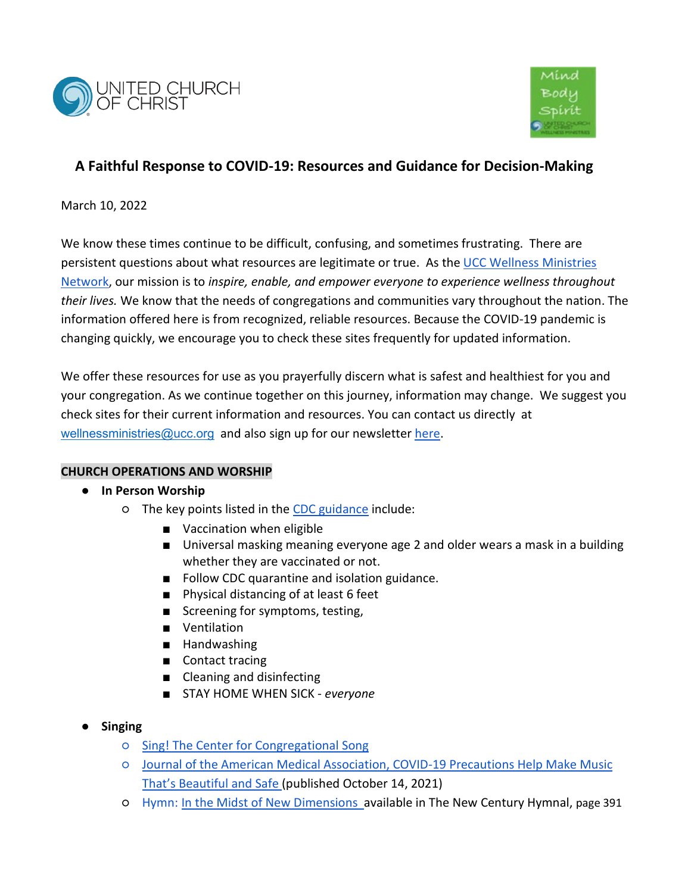# A Faithful Response to COVID-19: Resources and Guidance for Decision-Making

March 10, 2022

We know these times continue to be difficult, confusing, and sometimes frustrating. There are persistent questions about what resources are legitimate or true. As the UCC Wellness Ministries Network, our mission is to *inspire, enable, and empower everyone to experience wellness throughout their lives.* We know that the needs of congregations and communities vary throughout the nation. The information offered here is from recognized, reliable resources. Because the COVID-19 pandemic is changing quickly, we encourage you to check these sites frequently for updated information.

We offer these resources for use as you prayerfully discern what is safest and healthiest for you and your congregation. As we continue together on this journey, information may change. We suggest you check sites for their current information and resources. You can contact us directly at wellnessministries@ucc.org and also sign up for our newsletter here.

## CHURCH OPERATIONS AND WORSHIP

- **In Person Worship**
  - The key points listed in the CDC guidance include:
    - Vaccination when eligible
    - Universal masking meaning everyone age 2 and older wears a mask in a building whether they are vaccinated or not.
    - Follow CDC quarantine and isolation guidance.
    - Physical distancing of at least 6 feet
    - Screening for symptoms, testing,
    - Ventilation
    - Handwashing
    - Contact tracing
    - Cleaning and disinfecting
    - STAY HOME WHEN SICK - *everyone*
- **Singing**
  - Sing! The Center for Congregational Song
  - Journal of the American Medical Association, COVID-19 Precautions Help Make Music That's Beautiful and Safe (published October 14, 2021)
  - Hymn: In the Midst of New Dimensions available in The New Century Hymnal, page 391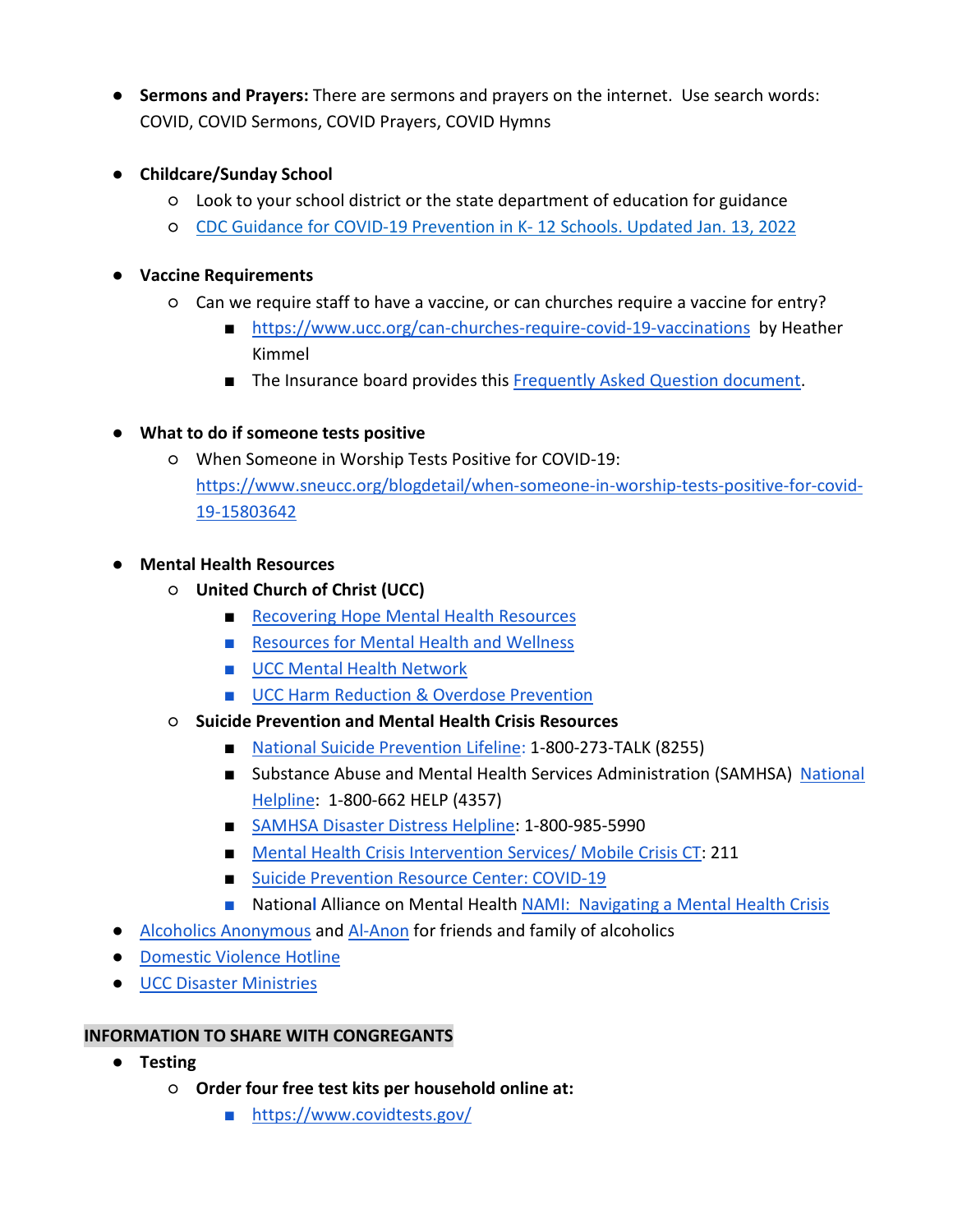- **Sermons and Prayers:** There are sermons and prayers on the internet. Use search words: COVID, COVID Sermons, COVID Prayers, COVID Hymns

- **Childcare/Sunday School**
  - Look to your school district or the state department of education for guidance
  - CDC Guidance for COVID-19 Prevention in K- 12 Schools. Updated Jan. 13, 2022

- **Vaccine Requirements**
  - Can we require staff to have a vaccine, or can churches require a vaccine for entry?
    - https://www.ucc.org/can-churches-require-covid-19-vaccinations by Heather Kimmel
    - The Insurance board provides this Frequently Asked Question document.

- **What to do if someone tests positive**
  - When Someone in Worship Tests Positive for COVID-19: https://www.sneucc.org/blogdetail/when-someone-in-worship-tests-positive-for-covid-19-15803642

- **Mental Health Resources**
  - **United Church of Christ (UCC)**
    - Recovering Hope Mental Health Resources
    - Resources for Mental Health and Wellness
    - UCC Mental Health Network
    - UCC Harm Reduction & Overdose Prevention
  - **Suicide Prevention and Mental Health Crisis Resources**
    - National Suicide Prevention Lifeline: 1-800-273-TALK (8255)
    - Substance Abuse and Mental Health Services Administration (SAMHSA) National Helpline: 1-800-662 HELP (4357)
    - SAMHSA Disaster Distress Helpline: 1-800-985-5990
    - Mental Health Crisis Intervention Services/ Mobile Crisis CT: 211
    - Suicide Prevention Resource Center: COVID-19
    - National Alliance on Mental Health NAMI: Navigating a Mental Health Crisis
- Alcoholics Anonymous and Al-Anon for friends and family of alcoholics
- Domestic Violence Hotline
- UCC Disaster Ministries

## INFORMATION TO SHARE WITH CONGREGANTS

- **Testing**
  - **Order four free test kits per household online at:**
    - https://www.covidtests.gov/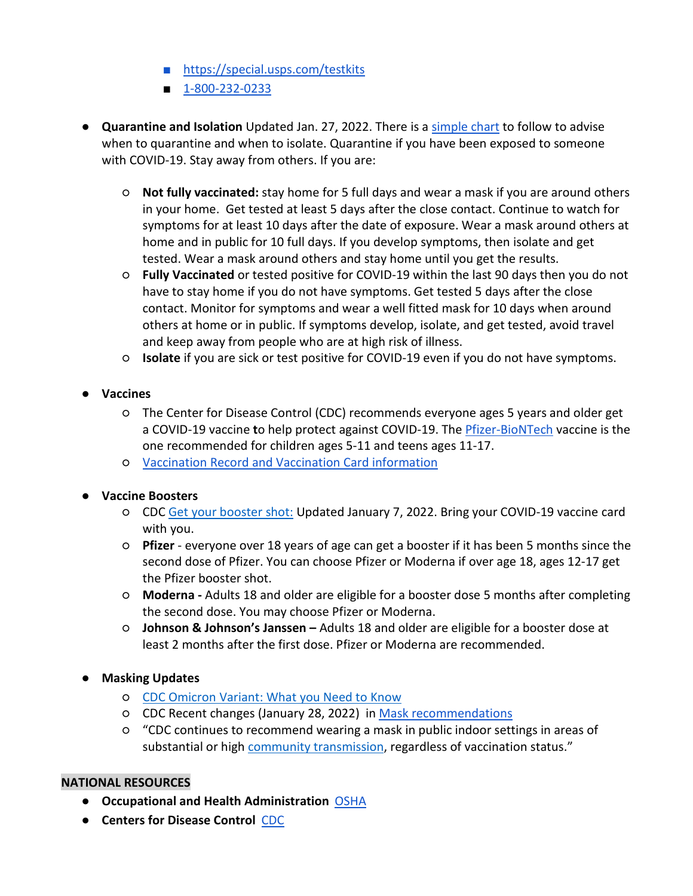- [https://special.usps.com/testkits](https://special.usps.com/testkits)
        - [1-800-232-0233](tel:1-800-232-0233)

- **Quarantine and Isolation** Updated Jan. 27, 2022. There is a [simple chart]() to follow to advise when to quarantine and when to isolate. Quarantine if you have been exposed to someone with COVID-19. Stay away from others. If you are:
    - **Not fully vaccinated:** stay home for 5 full days and wear a mask if you are around others in your home. Get tested at least 5 days after the close contact. Continue to watch for symptoms for at least 10 days after the date of exposure. Wear a mask around others at home and in public for 10 full days. If you develop symptoms, then isolate and get tested. Wear a mask around others and stay home until you get the results.
    - **Fully Vaccinated** or tested positive for COVID-19 within the last 90 days then you do not have to stay home if you do not have symptoms. Get tested 5 days after the close contact. Monitor for symptoms and wear a well fitted mask for 10 days when around others at home or in public. If symptoms develop, isolate, and get tested, avoid travel and keep away from people who are at high risk of illness.
    - **Isolate** if you are sick or test positive for COVID-19 even if you do not have symptoms.

- **Vaccines**
    - The Center for Disease Control (CDC) recommends everyone ages 5 years and older get a COVID-19 vaccine **t**o help protect against COVID-19. The [Pfizer-BioNTech]() vaccine is the one recommended for children ages 5-11 and teens ages 11-17.
    - [Vaccination Record and Vaccination Card information]()

- **Vaccine Boosters**
    - CDC [Get your booster shot:]() Updated January 7, 2022. Bring your COVID-19 vaccine card with you.
    - **Pfizer** - everyone over 18 years of age can get a booster if it has been 5 months since the second dose of Pfizer. You can choose Pfizer or Moderna if over age 18, ages 12-17 get the Pfizer booster shot.
    - **Moderna -** Adults 18 and older are eligible for a booster dose 5 months after completing the second dose. You may choose Pfizer or Moderna.
    - **Johnson & Johnson's Janssen –** Adults 18 and older are eligible for a booster dose at least 2 months after the first dose. Pfizer or Moderna are recommended.

- **Masking Updates**
    - [CDC Omicron Variant: What you Need to Know]()
    - CDC Recent changes (January 28, 2022) in [Mask recommendations]()
    - "CDC continues to recommend wearing a mask in public indoor settings in areas of substantial or high [community transmission](), regardless of vaccination status."

## NATIONAL RESOURCES

- **Occupational and Health Administration** [OSHA]()
- **Centers for Disease Control** [CDC]()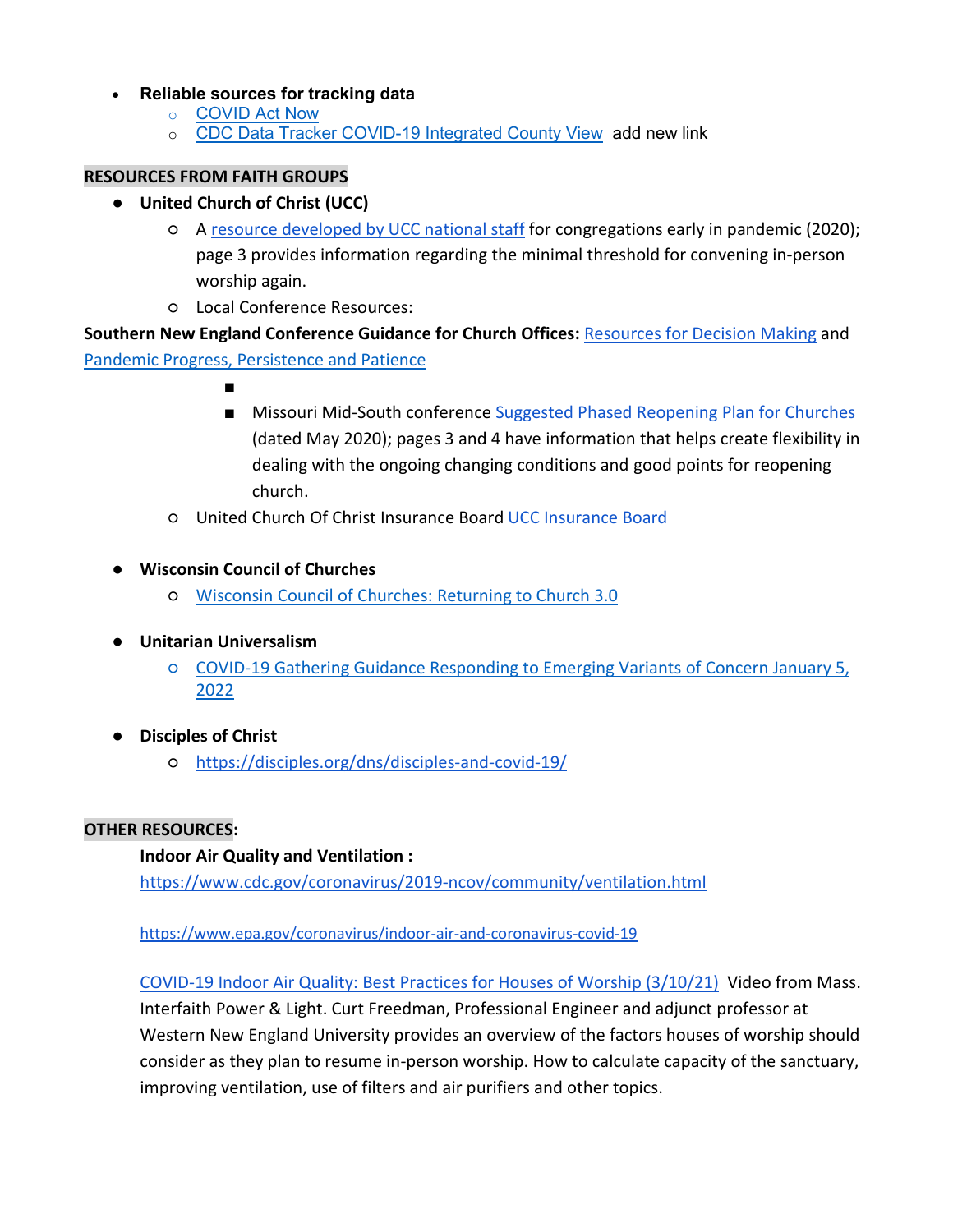- **Reliable sources for tracking data**
    - COVID Act Now
    - CDC Data Tracker COVID-19 Integrated County View add new link

**RESOURCES FROM FAITH GROUPS**

- **United Church of Christ (UCC)**
    - A resource developed by UCC national staff for congregations early in pandemic (2020); page 3 provides information regarding the minimal threshold for convening in-person worship again.
    - Local Conference Resources:

**Southern New England Conference Guidance for Church Offices:** Resources for Decision Making and Pandemic Progress, Persistence and Patience

- 
- Missouri Mid-South conference Suggested Phased Reopening Plan for Churches (dated May 2020); pages 3 and 4 have information that helps create flexibility in dealing with the ongoing changing conditions and good points for reopening church.

    - United Church Of Christ Insurance Board UCC Insurance Board

- **Wisconsin Council of Churches**
    - Wisconsin Council of Churches: Returning to Church 3.0

- **Unitarian Universalism**
    - COVID-19 Gathering Guidance Responding to Emerging Variants of Concern January 5, 2022

- **Disciples of Christ**
    - https://disciples.org/dns/disciples-and-covid-19/

**OTHER RESOURCES:**

**Indoor Air Quality and Ventilation :**
https://www.cdc.gov/coronavirus/2019-ncov/community/ventilation.html

https://www.epa.gov/coronavirus/indoor-air-and-coronavirus-covid-19

COVID-19 Indoor Air Quality: Best Practices for Houses of Worship (3/10/21) Video from Mass. Interfaith Power & Light. Curt Freedman, Professional Engineer and adjunct professor at Western New England University provides an overview of the factors houses of worship should consider as they plan to resume in-person worship. How to calculate capacity of the sanctuary, improving ventilation, use of filters and air purifiers and other topics.